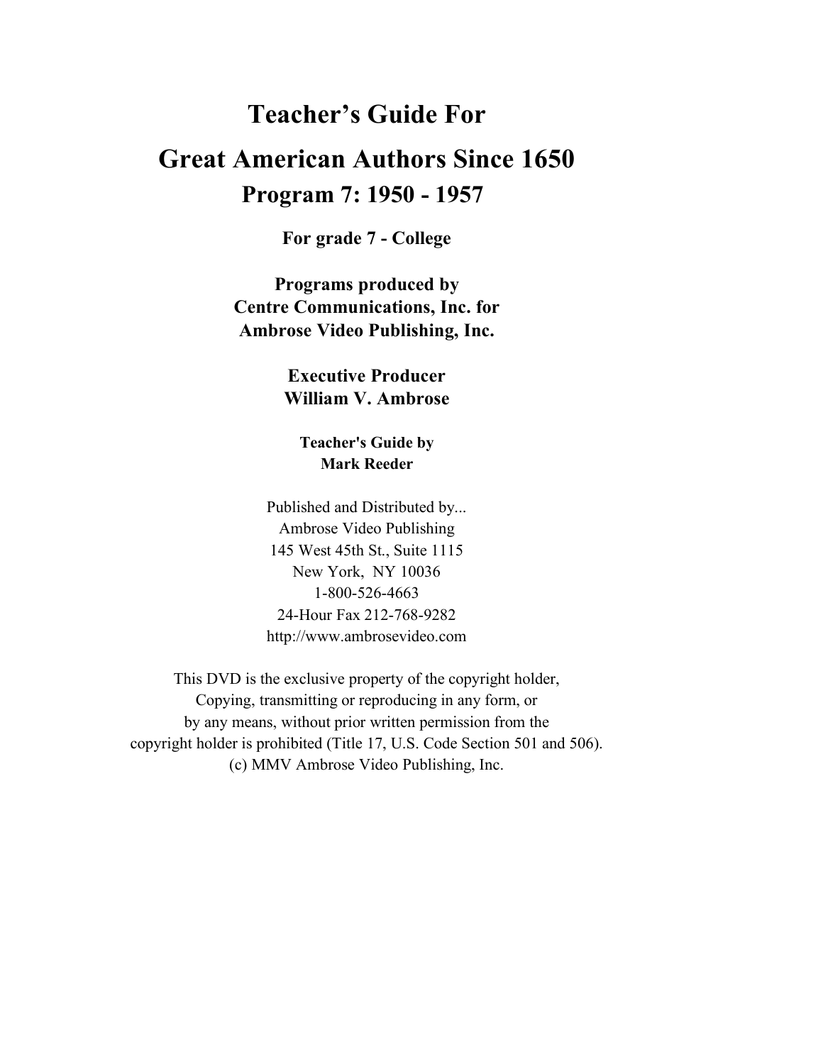# Teacher's Guide For

# Great American Authors Since 1650

## Program 7: 1950 - 1957

**For grade 7 - College**

**Programs produced by**
**Centre Communications, Inc. for**
**Ambrose Video Publishing, Inc.**

**Executive Producer**
**William V. Ambrose**

**Teacher's Guide by**
**Mark Reeder**

Published and Distributed by...
Ambrose Video Publishing
145 West 45th St., Suite 1115
New York, NY 10036
1-800-526-4663
24-Hour Fax 212-768-9282
http://www.ambrosevideo.com

This DVD is the exclusive property of the copyright holder,
Copying, transmitting or reproducing in any form, or
by any means, without prior written permission from the
copyright holder is prohibited (Title 17, U.S. Code Section 501 and 506).
(c) MMV Ambrose Video Publishing, Inc.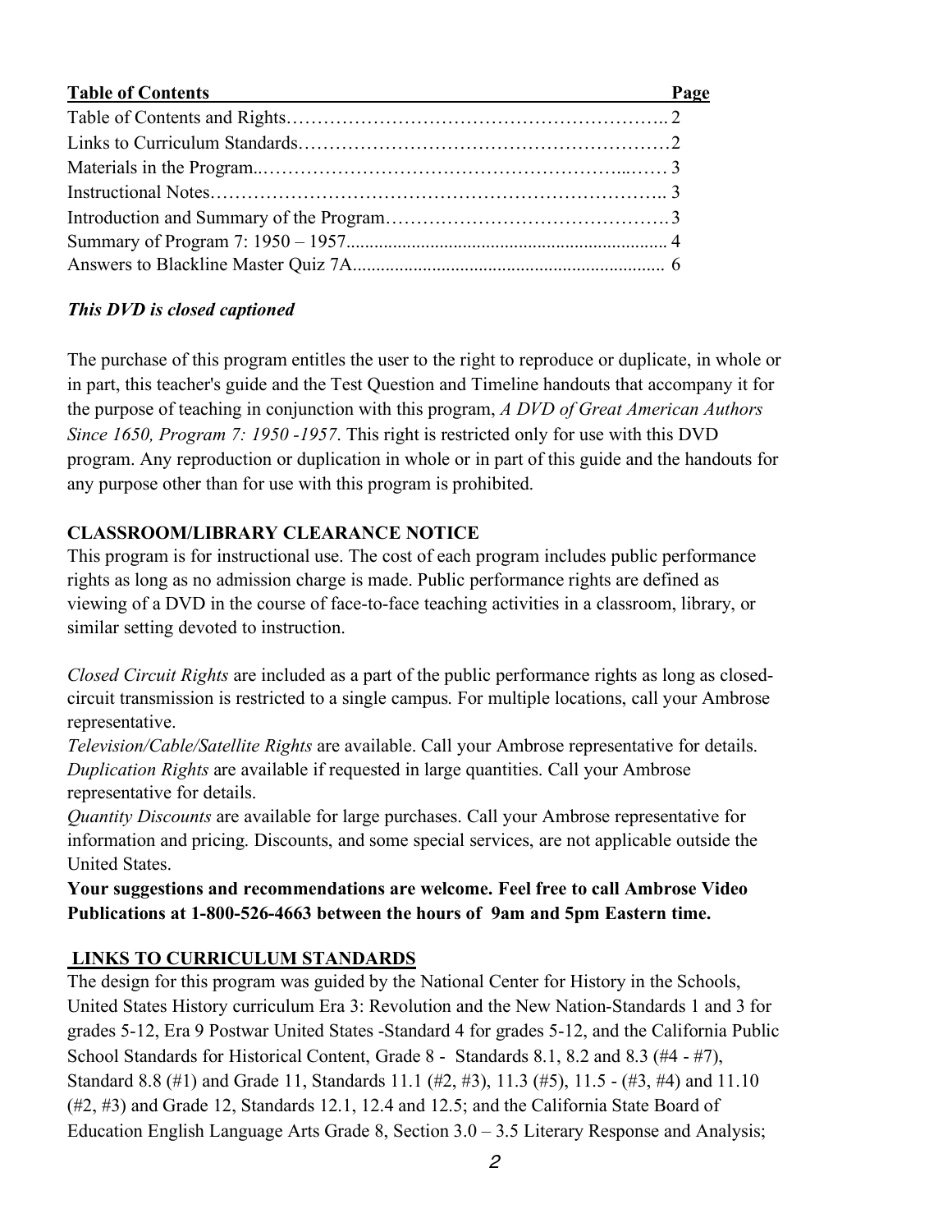| Table of Contents | Page |
|---|---|
| Table of Contents and Rights | 2 |
| Links to Curriculum Standards | 2 |
| Materials in the Program | 3 |
| Instructional Notes | 3 |
| Introduction and Summary of the Program | 3 |
| Summary of Program 7: 1950 – 1957 | 4 |
| Answers to Blackline Master Quiz 7A | 6 |

***This DVD is closed captioned***

The purchase of this program entitles the user to the right to reproduce or duplicate, in whole or in part, this teacher's guide and the Test Question and Timeline handouts that accompany it for the purpose of teaching in conjunction with this program, *A DVD of Great American Authors Since 1650, Program 7: 1950 -1957*. This right is restricted only for use with this DVD program. Any reproduction or duplication in whole or in part of this guide and the handouts for any purpose other than for use with this program is prohibited.

**CLASSROOM/LIBRARY CLEARANCE NOTICE**

This program is for instructional use. The cost of each program includes public performance rights as long as no admission charge is made. Public performance rights are defined as viewing of a DVD in the course of face-to-face teaching activities in a classroom, library, or similar setting devoted to instruction.

*Closed Circuit Rights* are included as a part of the public performance rights as long as closed-circuit transmission is restricted to a single campus. For multiple locations, call your Ambrose representative.

*Television/Cable/Satellite Rights* are available. Call your Ambrose representative for details.

*Duplication Rights* are available if requested in large quantities. Call your Ambrose representative for details.

*Quantity Discounts* are available for large purchases. Call your Ambrose representative for information and pricing. Discounts, and some special services, are not applicable outside the United States.

**Your suggestions and recommendations are welcome. Feel free to call Ambrose Video Publications at 1-800-526-4663 between the hours of 9am and 5pm Eastern time.**

**LINKS TO CURRICULUM STANDARDS**

The design for this program was guided by the National Center for History in the Schools, United States History curriculum Era 3: Revolution and the New Nation-Standards 1 and 3 for grades 5-12, Era 9 Postwar United States -Standard 4 for grades 5-12, and the California Public School Standards for Historical Content, Grade 8 - Standards 8.1, 8.2 and 8.3 (#4 - #7), Standard 8.8 (#1) and Grade 11, Standards 11.1 (#2, #3), 11.3 (#5), 11.5 - (#3, #4) and 11.10 (#2, #3) and Grade 12, Standards 12.1, 12.4 and 12.5; and the California State Board of Education English Language Arts Grade 8, Section 3.0 – 3.5 Literary Response and Analysis;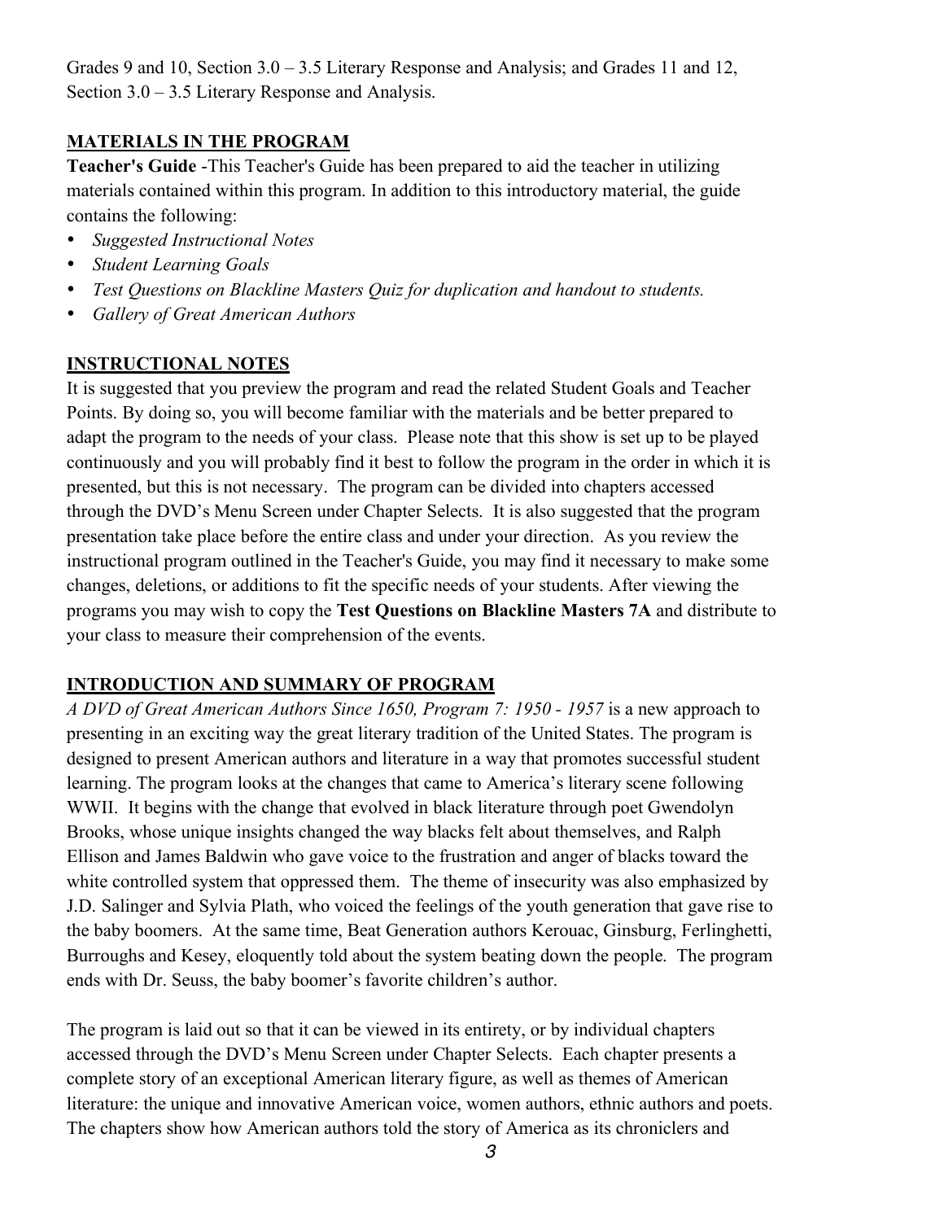Grades 9 and 10, Section 3.0 – 3.5 Literary Response and Analysis; and Grades 11 and 12, Section 3.0 – 3.5 Literary Response and Analysis.

## MATERIALS IN THE PROGRAM

**Teacher's Guide** -This Teacher's Guide has been prepared to aid the teacher in utilizing materials contained within this program. In addition to this introductory material, the guide contains the following:

- *Suggested Instructional Notes*
- *Student Learning Goals*
- *Test Questions on Blackline Masters Quiz for duplication and handout to students.*
- *Gallery of Great American Authors*

## INSTRUCTIONAL NOTES

It is suggested that you preview the program and read the related Student Goals and Teacher Points. By doing so, you will become familiar with the materials and be better prepared to adapt the program to the needs of your class. Please note that this show is set up to be played continuously and you will probably find it best to follow the program in the order in which it is presented, but this is not necessary. The program can be divided into chapters accessed through the DVD's Menu Screen under Chapter Selects. It is also suggested that the program presentation take place before the entire class and under your direction. As you review the instructional program outlined in the Teacher's Guide, you may find it necessary to make some changes, deletions, or additions to fit the specific needs of your students. After viewing the programs you may wish to copy the **Test Questions on Blackline Masters 7A** and distribute to your class to measure their comprehension of the events.

## INTRODUCTION AND SUMMARY OF PROGRAM

*A DVD of Great American Authors Since 1650, Program 7: 1950 - 1957* is a new approach to presenting in an exciting way the great literary tradition of the United States. The program is designed to present American authors and literature in a way that promotes successful student learning. The program looks at the changes that came to America's literary scene following WWII. It begins with the change that evolved in black literature through poet Gwendolyn Brooks, whose unique insights changed the way blacks felt about themselves, and Ralph Ellison and James Baldwin who gave voice to the frustration and anger of blacks toward the white controlled system that oppressed them. The theme of insecurity was also emphasized by J.D. Salinger and Sylvia Plath, who voiced the feelings of the youth generation that gave rise to the baby boomers. At the same time, Beat Generation authors Kerouac, Ginsburg, Ferlinghetti, Burroughs and Kesey, eloquently told about the system beating down the people. The program ends with Dr. Seuss, the baby boomer's favorite children's author.

The program is laid out so that it can be viewed in its entirety, or by individual chapters accessed through the DVD's Menu Screen under Chapter Selects. Each chapter presents a complete story of an exceptional American literary figure, as well as themes of American literature: the unique and innovative American voice, women authors, ethnic authors and poets. The chapters show how American authors told the story of America as its chroniclers and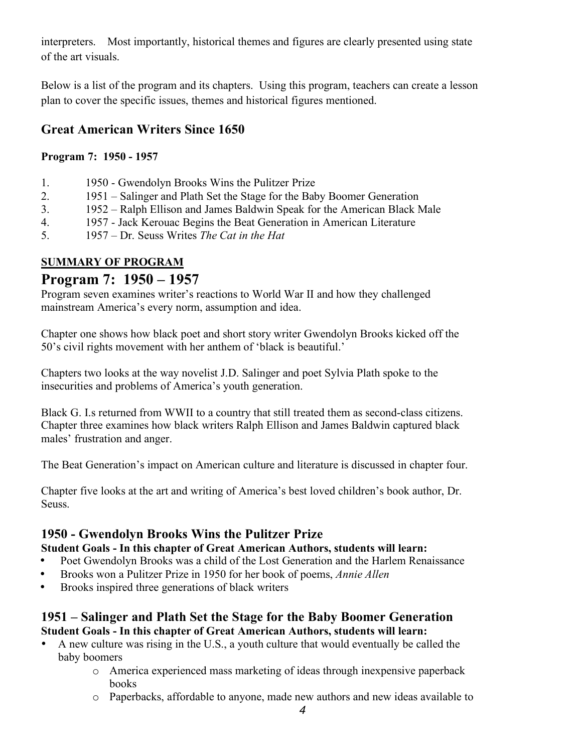interpreters. Most importantly, historical themes and figures are clearly presented using state of the art visuals.

Below is a list of the program and its chapters. Using this program, teachers can create a lesson plan to cover the specific issues, themes and historical figures mentioned.

## Great American Writers Since 1650

**Program 7: 1950 - 1957**

1. 1950 - Gwendolyn Brooks Wins the Pulitzer Prize
2. 1951 – Salinger and Plath Set the Stage for the Baby Boomer Generation
3. 1952 – Ralph Ellison and James Baldwin Speak for the American Black Male
4. 1957 - Jack Kerouac Begins the Beat Generation in American Literature
5. 1957 – Dr. Seuss Writes *The Cat in the Hat*

**SUMMARY OF PROGRAM**

## Program 7: 1950 – 1957

Program seven examines writer's reactions to World War II and how they challenged mainstream America's every norm, assumption and idea.

Chapter one shows how black poet and short story writer Gwendolyn Brooks kicked off the 50's civil rights movement with her anthem of 'black is beautiful.'

Chapters two looks at the way novelist J.D. Salinger and poet Sylvia Plath spoke to the insecurities and problems of America's youth generation.

Black G. I.s returned from WWII to a country that still treated them as second-class citizens. Chapter three examines how black writers Ralph Ellison and James Baldwin captured black males' frustration and anger.

The Beat Generation's impact on American culture and literature is discussed in chapter four.

Chapter five looks at the art and writing of America's best loved children's book author, Dr. Seuss.

### 1950 - Gwendolyn Brooks Wins the Pulitzer Prize

**Student Goals - In this chapter of Great American Authors, students will learn:**

- Poet Gwendolyn Brooks was a child of the Lost Generation and the Harlem Renaissance
- Brooks won a Pulitzer Prize in 1950 for her book of poems, *Annie Allen*
- Brooks inspired three generations of black writers

### 1951 – Salinger and Plath Set the Stage for the Baby Boomer Generation

**Student Goals - In this chapter of Great American Authors, students will learn:**

- A new culture was rising in the U.S., a youth culture that would eventually be called the baby boomers
  - America experienced mass marketing of ideas through inexpensive paperback books
  - Paperbacks, affordable to anyone, made new authors and new ideas available to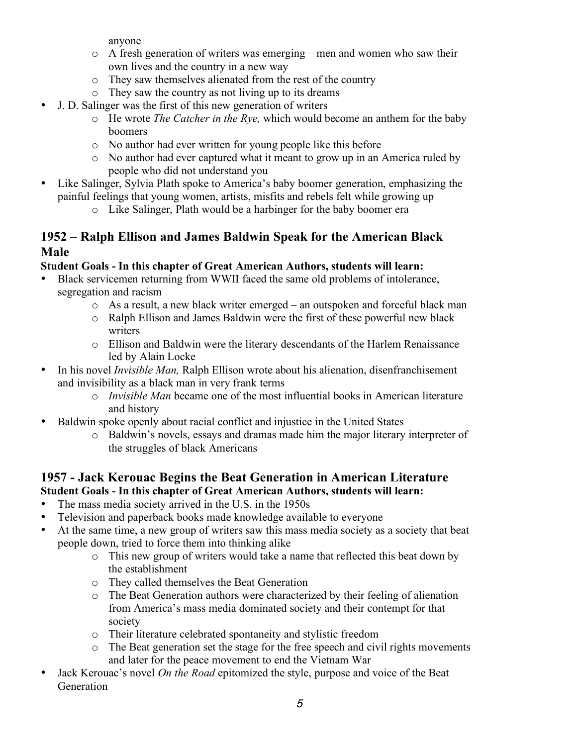anyone

  - A fresh generation of writers was emerging – men and women who saw their own lives and the country in a new way
  - They saw themselves alienated from the rest of the country
  - They saw the country as not living up to its dreams
- J. D. Salinger was the first of this new generation of writers
  - He wrote *The Catcher in the Rye,* which would become an anthem for the baby boomers
  - No author had ever written for young people like this before
  - No author had ever captured what it meant to grow up in an America ruled by people who did not understand you
- Like Salinger, Sylvia Plath spoke to America's baby boomer generation, emphasizing the painful feelings that young women, artists, misfits and rebels felt while growing up
  - Like Salinger, Plath would be a harbinger for the baby boomer era

## 1952 – Ralph Ellison and James Baldwin Speak for the American Black Male

**Student Goals - In this chapter of Great American Authors, students will learn:**

- Black servicemen returning from WWII faced the same old problems of intolerance, segregation and racism
  - As a result, a new black writer emerged – an outspoken and forceful black man
  - Ralph Ellison and James Baldwin were the first of these powerful new black writers
  - Ellison and Baldwin were the literary descendants of the Harlem Renaissance led by Alain Locke
- In his novel *Invisible Man,* Ralph Ellison wrote about his alienation, disenfranchisement and invisibility as a black man in very frank terms
  - *Invisible Man* became one of the most influential books in American literature and history
- Baldwin spoke openly about racial conflict and injustice in the United States
  - Baldwin's novels, essays and dramas made him the major literary interpreter of the struggles of black Americans

## 1957 - Jack Kerouac Begins the Beat Generation in American Literature

**Student Goals - In this chapter of Great American Authors, students will learn:**

- The mass media society arrived in the U.S. in the 1950s
- Television and paperback books made knowledge available to everyone
- At the same time, a new group of writers saw this mass media society as a society that beat people down, tried to force them into thinking alike
  - This new group of writers would take a name that reflected this beat down by the establishment
  - They called themselves the Beat Generation
  - The Beat Generation authors were characterized by their feeling of alienation from America's mass media dominated society and their contempt for that society
  - Their literature celebrated spontaneity and stylistic freedom
  - The Beat generation set the stage for the free speech and civil rights movements and later for the peace movement to end the Vietnam War
- Jack Kerouac's novel *On the Road* epitomized the style, purpose and voice of the Beat Generation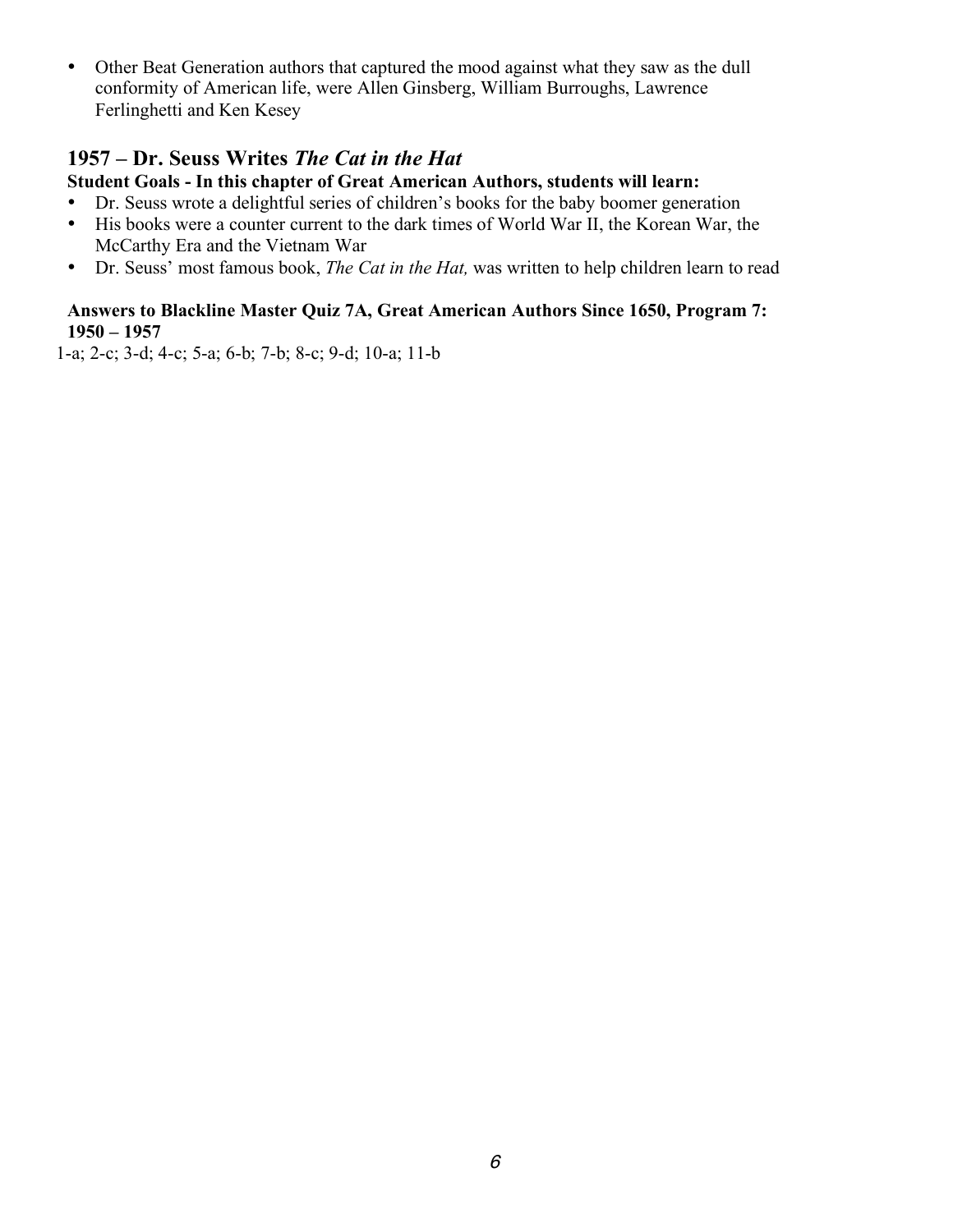- Other Beat Generation authors that captured the mood against what they saw as the dull conformity of American life, were Allen Ginsberg, William Burroughs, Lawrence Ferlinghetti and Ken Kesey

## 1957 – Dr. Seuss Writes *The Cat in the Hat*

**Student Goals - In this chapter of Great American Authors, students will learn:**

- Dr. Seuss wrote a delightful series of children's books for the baby boomer generation
- His books were a counter current to the dark times of World War II, the Korean War, the McCarthy Era and the Vietnam War
- Dr. Seuss' most famous book, *The Cat in the Hat,* was written to help children learn to read

**Answers to Blackline Master Quiz 7A, Great American Authors Since 1650, Program 7: 1950 – 1957**

1-a; 2-c; 3-d; 4-c; 5-a; 6-b; 7-b; 8-c; 9-d; 10-a; 11-b